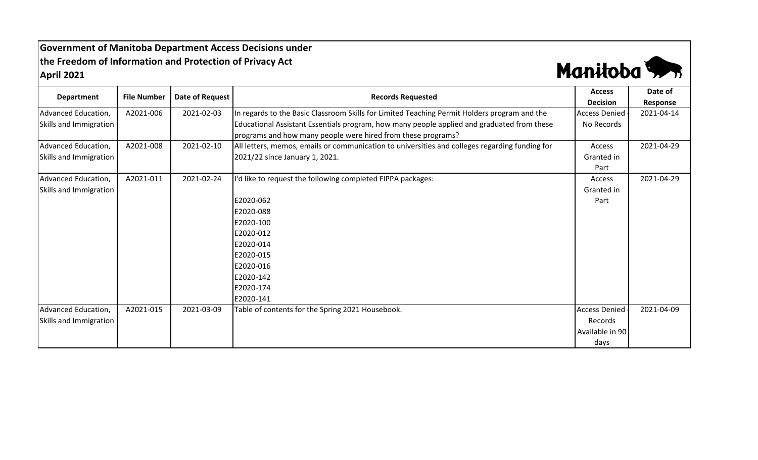**Government of Manitoba Department Access Decisions under the Freedom of Information and Protection of Privacy Act**
**April 2021**

| Department | File Number | Date of Request | Records Requested | Access Decision | Date of Response |
|---|---|---|---|---|---|
| Advanced Education, Skills and Immigration | A2021-006 | 2021-02-03 | In regards to the Basic Classroom Skills for Limited Teaching Permit Holders program and the Educational Assistant Essentials program, how many people applied and graduated from these programs and how many people were hired from these programs? | Access Denied - No Records | 2021-04-14 |
| Advanced Education, Skills and Immigration | A2021-008 | 2021-02-10 | All letters, memos, emails or communication to universities and colleges regarding funding for 2021/22 since January 1, 2021. | Access Granted in Part | 2021-04-29 |
| Advanced Education, Skills and Immigration | A2021-011 | 2021-02-24 | I'd like to request the following completed FIPPA packages:<br><br>E2020-062<br>E2020-088<br>E2020-100<br>E2020-012<br>E2020-014<br>E2020-015<br>E2020-016<br>E2020-142<br>E2020-174<br>E2020-141 | Access Granted in Part | 2021-04-29 |
| Advanced Education, Skills and Immigration | A2021-015 | 2021-03-09 | Table of contents for the Spring 2021 Housebook. | Access Denied - Records Available in 90 days | 2021-04-09 |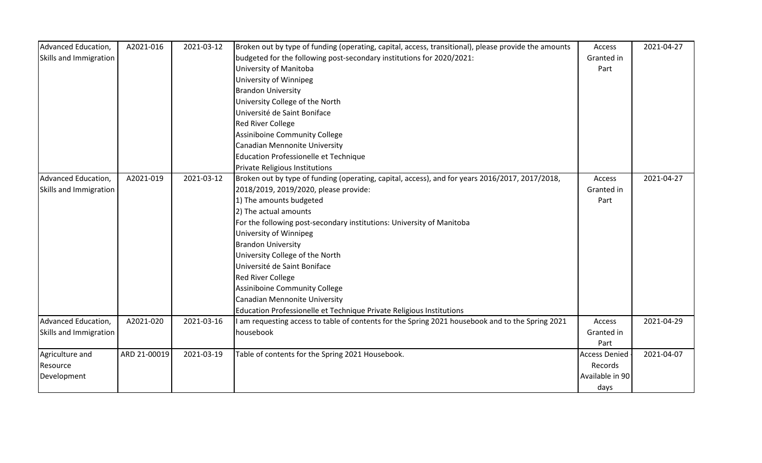| | | | | | |
|---|---|---|---|---|---|
| Advanced Education, Skills and Immigration | A2021-016 | 2021-03-12 | Broken out by type of funding (operating, capital, access, transitional), please provide the amounts budgeted for the following post-secondary institutions for 2020/2021:<br>University of Manitoba<br>University of Winnipeg<br>Brandon University<br>University College of the North<br>Université de Saint Boniface<br>Red River College<br>Assiniboine Community College<br>Canadian Mennonite University<br>Education Professionelle et Technique<br>Private Religious Institutions | Access Granted in Part | 2021-04-27 |
| Advanced Education, Skills and Immigration | A2021-019 | 2021-03-12 | Broken out by type of funding (operating, capital, access), and for years 2016/2017, 2017/2018, 2018/2019, 2019/2020, please provide:<br>1) The amounts budgeted<br>2) The actual amounts<br>For the following post-secondary institutions: University of Manitoba<br>University of Winnipeg<br>Brandon University<br>University College of the North<br>Université de Saint Boniface<br>Red River College<br>Assiniboine Community College<br>Canadian Mennonite University<br>Education Professionelle et Technique Private Religious Institutions | Access Granted in Part | 2021-04-27 |
| Advanced Education, Skills and Immigration | A2021-020 | 2021-03-16 | I am requesting access to table of contents for the Spring 2021 housebook and to the Spring 2021 housebook | Access Granted in Part | 2021-04-29 |
| Agriculture and Resource Development | ARD 21-00019 | 2021-03-19 | Table of contents for the Spring 2021 Housebook. | Access Denied - Records Available in 90 days | 2021-04-07 |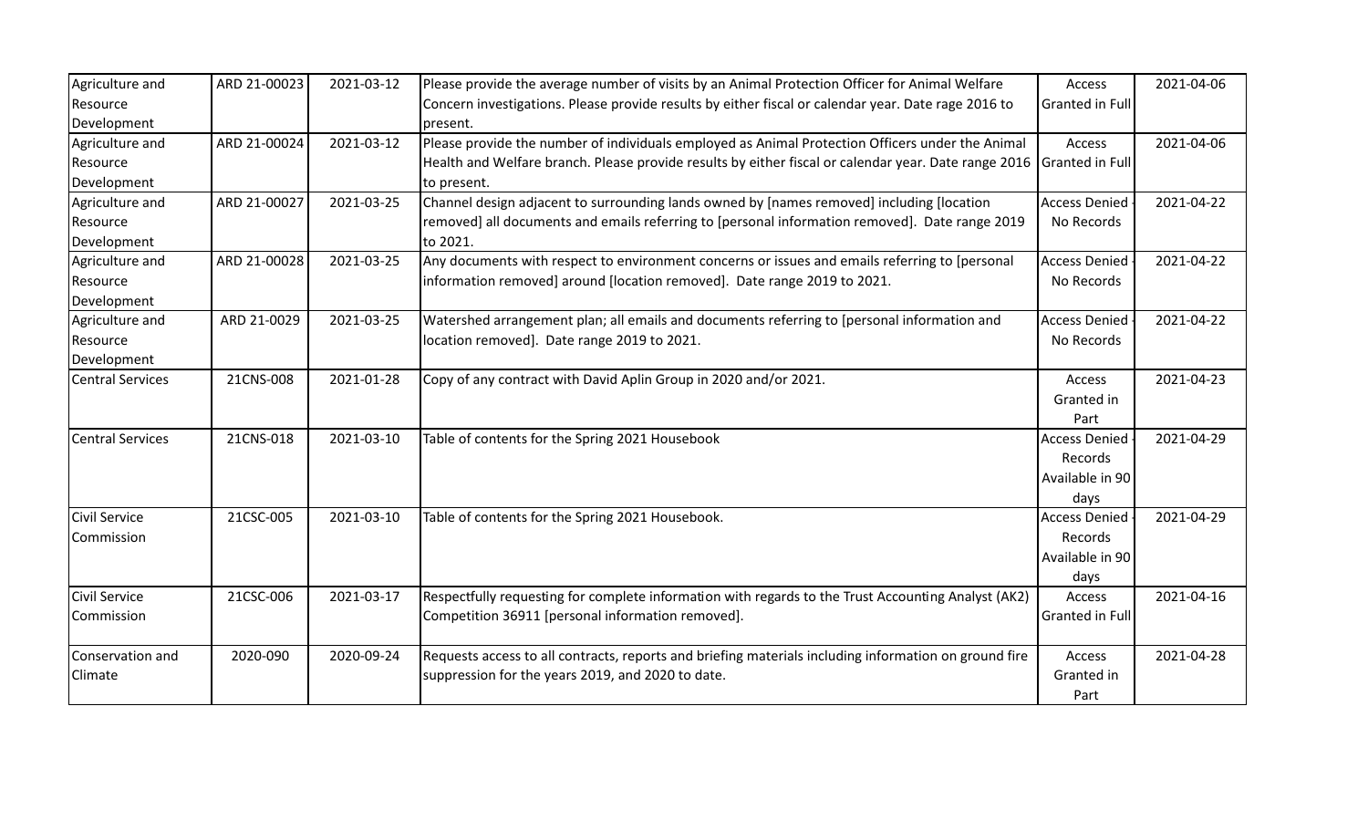| Agriculture and Resource Development | ARD 21-00023 | 2021-03-12 | Please provide the average number of visits by an Animal Protection Officer for Animal Welfare Concern investigations. Please provide results by either fiscal or calendar year. Date rage 2016 to present. | Access Granted in Full | 2021-04-06 |
|---|---|---|---|---|---|
| Agriculture and Resource Development | ARD 21-00024 | 2021-03-12 | Please provide the number of individuals employed as Animal Protection Officers under the Animal Health and Welfare branch. Please provide results by either fiscal or calendar year. Date range 2016 to present. | Access Granted in Full | 2021-04-06 |
| Agriculture and Resource Development | ARD 21-00027 | 2021-03-25 | Channel design adjacent to surrounding lands owned by [names removed] including [location removed] all documents and emails referring to [personal information removed]. Date range 2019 to 2021. | Access Denied - No Records | 2021-04-22 |
| Agriculture and Resource Development | ARD 21-00028 | 2021-03-25 | Any documents with respect to environment concerns or issues and emails referring to [personal information removed] around [location removed]. Date range 2019 to 2021. | Access Denied - No Records | 2021-04-22 |
| Agriculture and Resource Development | ARD 21-0029 | 2021-03-25 | Watershed arrangement plan; all emails and documents referring to [personal information and location removed]. Date range 2019 to 2021. | Access Denied - No Records | 2021-04-22 |
| Central Services | 21CNS-008 | 2021-01-28 | Copy of any contract with David Aplin Group in 2020 and/or 2021. | Access Granted in Part | 2021-04-23 |
| Central Services | 21CNS-018 | 2021-03-10 | Table of contents for the Spring 2021 Housebook | Access Denied - Records Available in 90 days | 2021-04-29 |
| Civil Service Commission | 21CSC-005 | 2021-03-10 | Table of contents for the Spring 2021 Housebook. | Access Denied - Records Available in 90 days | 2021-04-29 |
| Civil Service Commission | 21CSC-006 | 2021-03-17 | Respectfully requesting for complete information with regards to the Trust Accounting Analyst (AK2) Competition 36911 [personal information removed]. | Access Granted in Full | 2021-04-16 |
| Conservation and Climate | 2020-090 | 2020-09-24 | Requests access to all contracts, reports and briefing materials including information on ground fire suppression for the years 2019, and 2020 to date. | Access Granted in Part | 2021-04-28 |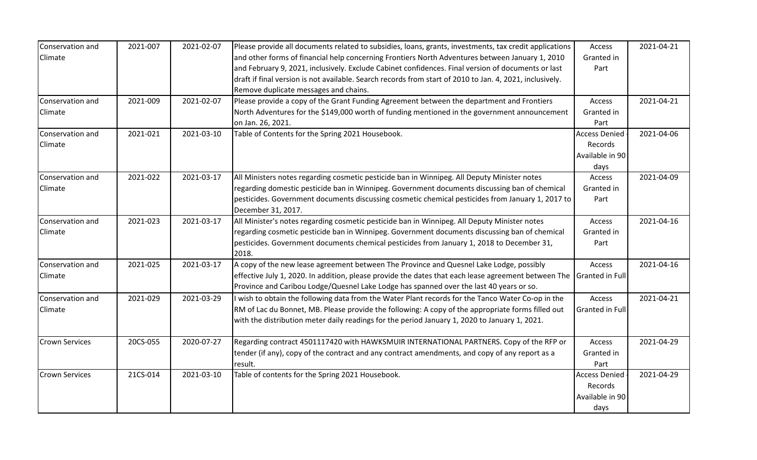| Conservation and Climate | 2021-007 | 2021-02-07 | Please provide all documents related to subsidies, loans, grants, investments, tax credit applications and other forms of financial help concerning Frontiers North Adventures between January 1, 2010 and February 9, 2021, inclusively. Exclude Cabinet confidences. Final version of documents or last draft if final version is not available. Search records from start of 2010 to Jan. 4, 2021, inclusively. Remove duplicate messages and chains. | Access Granted in Part | 2021-04-21 |
|---|---|---|---|---|---|
| Conservation and Climate | 2021-009 | 2021-02-07 | Please provide a copy of the Grant Funding Agreement between the department and Frontiers North Adventures for the $149,000 worth of funding mentioned in the government announcement on Jan. 26, 2021. | Access Granted in Part | 2021-04-21 |
| Conservation and Climate | 2021-021 | 2021-03-10 | Table of Contents for the Spring 2021 Housebook. | Access Denied - Records Available in 90 days | 2021-04-06 |
| Conservation and Climate | 2021-022 | 2021-03-17 | All Ministers notes regarding cosmetic pesticide ban in Winnipeg. All Deputy Minister notes regarding domestic pesticide ban in Winnipeg. Government documents discussing ban of chemical pesticides. Government documents discussing cosmetic chemical pesticides from January 1, 2017 to December 31, 2017. | Access Granted in Part | 2021-04-09 |
| Conservation and Climate | 2021-023 | 2021-03-17 | All Minister's notes regarding cosmetic pesticide ban in Winnipeg. All Deputy Minister notes regarding cosmetic pesticide ban in Winnipeg. Government documents discussing ban of chemical pesticides. Government documents chemical pesticides from January 1, 2018 to December 31, 2018. | Access Granted in Part | 2021-04-16 |
| Conservation and Climate | 2021-025 | 2021-03-17 | A copy of the new lease agreement between The Province and Quesnel Lake Lodge, possibly effective July 1, 2020. In addition, please provide the dates that each lease agreement between The Province and Caribou Lodge/Quesnel Lake Lodge has spanned over the last 40 years or so. | Access Granted in Full | 2021-04-16 |
| Conservation and Climate | 2021-029 | 2021-03-29 | I wish to obtain the following data from the Water Plant records for the Tanco Water Co-op in the RM of Lac du Bonnet, MB. Please provide the following: A copy of the appropriate forms filled out with the distribution meter daily readings for the period January 1, 2020 to January 1, 2021. | Access Granted in Full | 2021-04-21 |
| Crown Services | 20CS-055 | 2020-07-27 | Regarding contract 4501117420 with HAWKSMUIR INTERNATIONAL PARTNERS. Copy of the RFP or tender (if any), copy of the contract and any contract amendments, and copy of any report as a result. | Access Granted in Part | 2021-04-29 |
| Crown Services | 21CS-014 | 2021-03-10 | Table of contents for the Spring 2021 Housebook. | Access Denied - Records Available in 90 days | 2021-04-29 |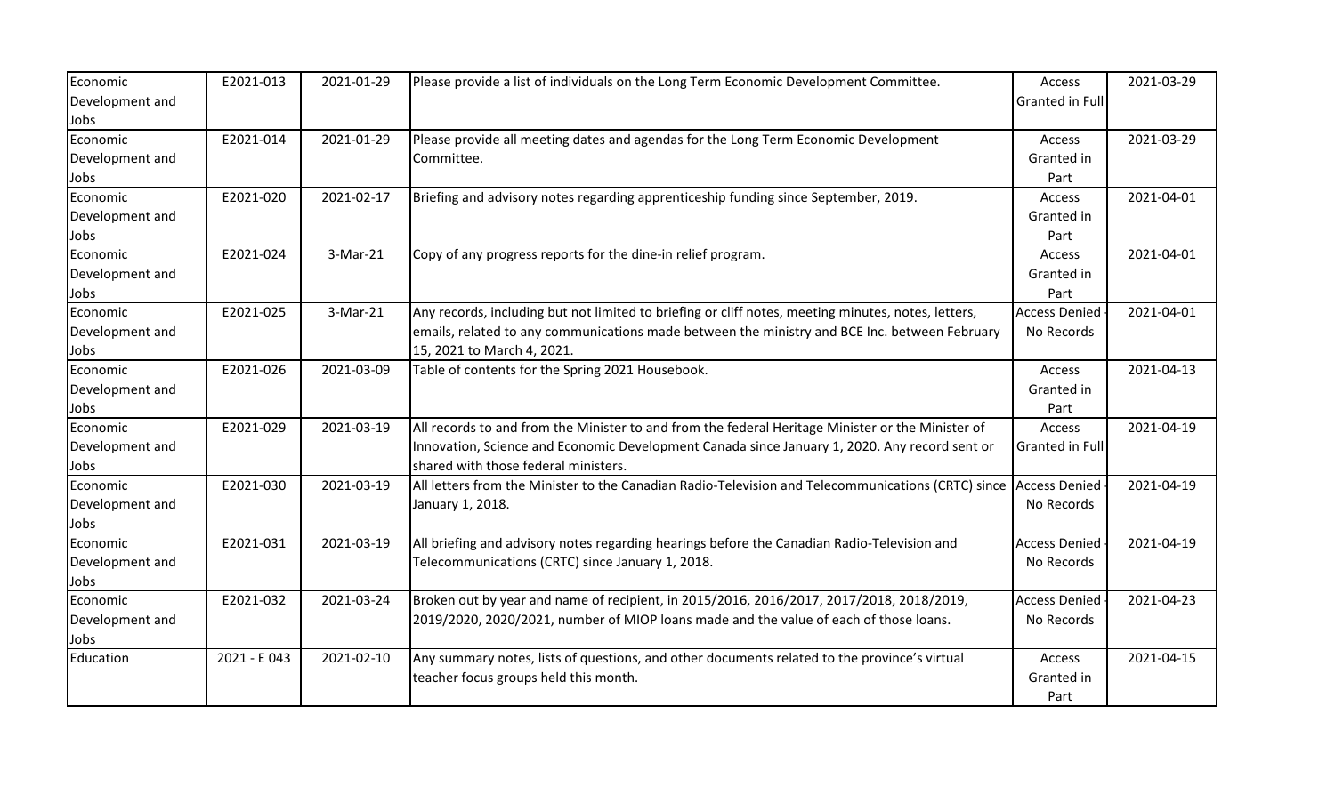| Economic Development and Jobs | E2021-013 | 2021-01-29 | Please provide a list of individuals on the Long Term Economic Development Committee. | Access Granted in Full | 2021-03-29 |
|---|---|---|---|---|---|
| Economic Development and Jobs | E2021-014 | 2021-01-29 | Please provide all meeting dates and agendas for the Long Term Economic Development Committee. | Access Granted in Part | 2021-03-29 |
| Economic Development and Jobs | E2021-020 | 2021-02-17 | Briefing and advisory notes regarding apprenticeship funding since September, 2019. | Access Granted in Part | 2021-04-01 |
| Economic Development and Jobs | E2021-024 | 3-Mar-21 | Copy of any progress reports for the dine-in relief program. | Access Granted in Part | 2021-04-01 |
| Economic Development and Jobs | E2021-025 | 3-Mar-21 | Any records, including but not limited to briefing or cliff notes, meeting minutes, notes, letters, emails, related to any communications made between the ministry and BCE Inc. between February 15, 2021 to March 4, 2021. | Access Denied - No Records | 2021-04-01 |
| Economic Development and Jobs | E2021-026 | 2021-03-09 | Table of contents for the Spring 2021 Housebook. | Access Granted in Part | 2021-04-13 |
| Economic Development and Jobs | E2021-029 | 2021-03-19 | All records to and from the Minister to and from the federal Heritage Minister or the Minister of Innovation, Science and Economic Development Canada since January 1, 2020. Any record sent or shared with those federal ministers. | Access Granted in Full | 2021-04-19 |
| Economic Development and Jobs | E2021-030 | 2021-03-19 | All letters from the Minister to the Canadian Radio-Television and Telecommunications (CRTC) since January 1, 2018. | Access Denied - No Records | 2021-04-19 |
| Economic Development and Jobs | E2021-031 | 2021-03-19 | All briefing and advisory notes regarding hearings before the Canadian Radio-Television and Telecommunications (CRTC) since January 1, 2018. | Access Denied - No Records | 2021-04-19 |
| Economic Development and Jobs | E2021-032 | 2021-03-24 | Broken out by year and name of recipient, in 2015/2016, 2016/2017, 2017/2018, 2018/2019, 2019/2020, 2020/2021, number of MIOP loans made and the value of each of those loans. | Access Denied - No Records | 2021-04-23 |
| Education | 2021 - E 043 | 2021-02-10 | Any summary notes, lists of questions, and other documents related to the province's virtual teacher focus groups held this month. | Access Granted in Part | 2021-04-15 |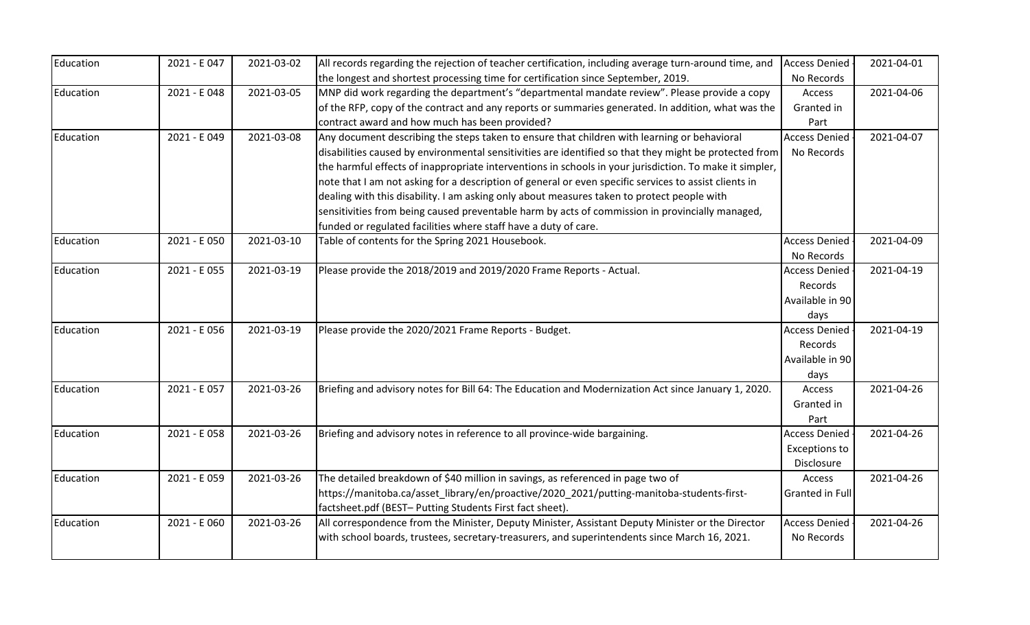| Education | 2021 - E 047 | 2021-03-02 | All records regarding the rejection of teacher certification, including average turn-around time, and the longest and shortest processing time for certification since September, 2019. | Access Denied - No Records | 2021-04-01 |
|---|---|---|---|---|---|
| Education | 2021 - E 048 | 2021-03-05 | MNP did work regarding the department's "departmental mandate review". Please provide a copy of the RFP, copy of the contract and any reports or summaries generated. In addition, what was the contract award and how much has been provided? | Access Granted in Part | 2021-04-06 |
| Education | 2021 - E 049 | 2021-03-08 | Any document describing the steps taken to ensure that children with learning or behavioral disabilities caused by environmental sensitivities are identified so that they might be protected from the harmful effects of inappropriate interventions in schools in your jurisdiction. To make it simpler, note that I am not asking for a description of general or even specific services to assist clients in dealing with this disability. I am asking only about measures taken to protect people with sensitivities from being caused preventable harm by acts of commission in provincially managed, funded or regulated facilities where staff have a duty of care. | Access Denied - No Records | 2021-04-07 |
| Education | 2021 - E 050 | 2021-03-10 | Table of contents for the Spring 2021 Housebook. | Access Denied - No Records | 2021-04-09 |
| Education | 2021 - E 055 | 2021-03-19 | Please provide the 2018/2019 and 2019/2020 Frame Reports - Actual. | Access Denied - Records Available in 90 days | 2021-04-19 |
| Education | 2021 - E 056 | 2021-03-19 | Please provide the 2020/2021 Frame Reports - Budget. | Access Denied - Records Available in 90 days | 2021-04-19 |
| Education | 2021 - E 057 | 2021-03-26 | Briefing and advisory notes for Bill 64: The Education and Modernization Act since January 1, 2020. | Access Granted in Part | 2021-04-26 |
| Education | 2021 - E 058 | 2021-03-26 | Briefing and advisory notes in reference to all province-wide bargaining. | Access Denied - Exceptions to Disclosure | 2021-04-26 |
| Education | 2021 - E 059 | 2021-03-26 | The detailed breakdown of $40 million in savings, as referenced in page two of https://manitoba.ca/asset_library/en/proactive/2020_2021/putting-manitoba-students-first-factsheet.pdf (BEST– Putting Students First fact sheet). | Access Granted in Full | 2021-04-26 |
| Education | 2021 - E 060 | 2021-03-26 | All correspondence from the Minister, Deputy Minister, Assistant Deputy Minister or the Director with school boards, trustees, secretary-treasurers, and superintendents since March 16, 2021. | Access Denied - No Records | 2021-04-26 |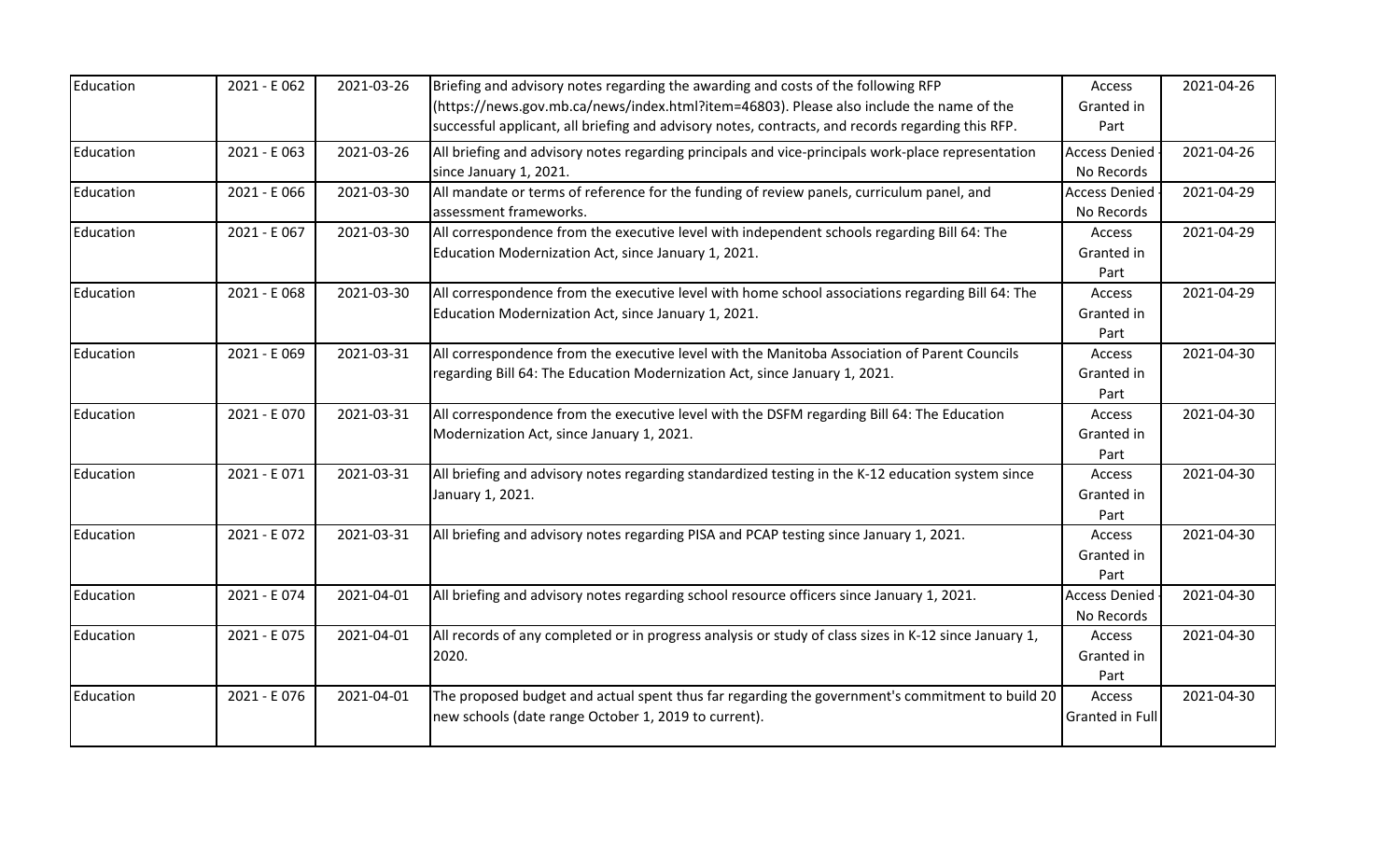| | | | | | |
|---|---|---|---|---|---|
| Education | 2021 - E 062 | 2021-03-26 | Briefing and advisory notes regarding the awarding and costs of the following RFP (https://news.gov.mb.ca/news/index.html?item=46803). Please also include the name of the successful applicant, all briefing and advisory notes, contracts, and records regarding this RFP. | Access Granted in Part | 2021-04-26 |
| Education | 2021 - E 063 | 2021-03-26 | All briefing and advisory notes regarding principals and vice-principals work-place representation since January 1, 2021. | Access Denied - No Records | 2021-04-26 |
| Education | 2021 - E 066 | 2021-03-30 | All mandate or terms of reference for the funding of review panels, curriculum panel, and assessment frameworks. | Access Denied - No Records | 2021-04-29 |
| Education | 2021 - E 067 | 2021-03-30 | All correspondence from the executive level with independent schools regarding Bill 64: The Education Modernization Act, since January 1, 2021. | Access Granted in Part | 2021-04-29 |
| Education | 2021 - E 068 | 2021-03-30 | All correspondence from the executive level with home school associations regarding Bill 64: The Education Modernization Act, since January 1, 2021. | Access Granted in Part | 2021-04-29 |
| Education | 2021 - E 069 | 2021-03-31 | All correspondence from the executive level with the Manitoba Association of Parent Councils regarding Bill 64: The Education Modernization Act, since January 1, 2021. | Access Granted in Part | 2021-04-30 |
| Education | 2021 - E 070 | 2021-03-31 | All correspondence from the executive level with the DSFM regarding Bill 64: The Education Modernization Act, since January 1, 2021. | Access Granted in Part | 2021-04-30 |
| Education | 2021 - E 071 | 2021-03-31 | All briefing and advisory notes regarding standardized testing in the K-12 education system since January 1, 2021. | Access Granted in Part | 2021-04-30 |
| Education | 2021 - E 072 | 2021-03-31 | All briefing and advisory notes regarding PISA and PCAP testing since January 1, 2021. | Access Granted in Part | 2021-04-30 |
| Education | 2021 - E 074 | 2021-04-01 | All briefing and advisory notes regarding school resource officers since January 1, 2021. | Access Denied - No Records | 2021-04-30 |
| Education | 2021 - E 075 | 2021-04-01 | All records of any completed or in progress analysis or study of class sizes in K-12 since January 1, 2020. | Access Granted in Part | 2021-04-30 |
| Education | 2021 - E 076 | 2021-04-01 | The proposed budget and actual spent thus far regarding the government's commitment to build 20 new schools (date range October 1, 2019 to current). | Access Granted in Full | 2021-04-30 |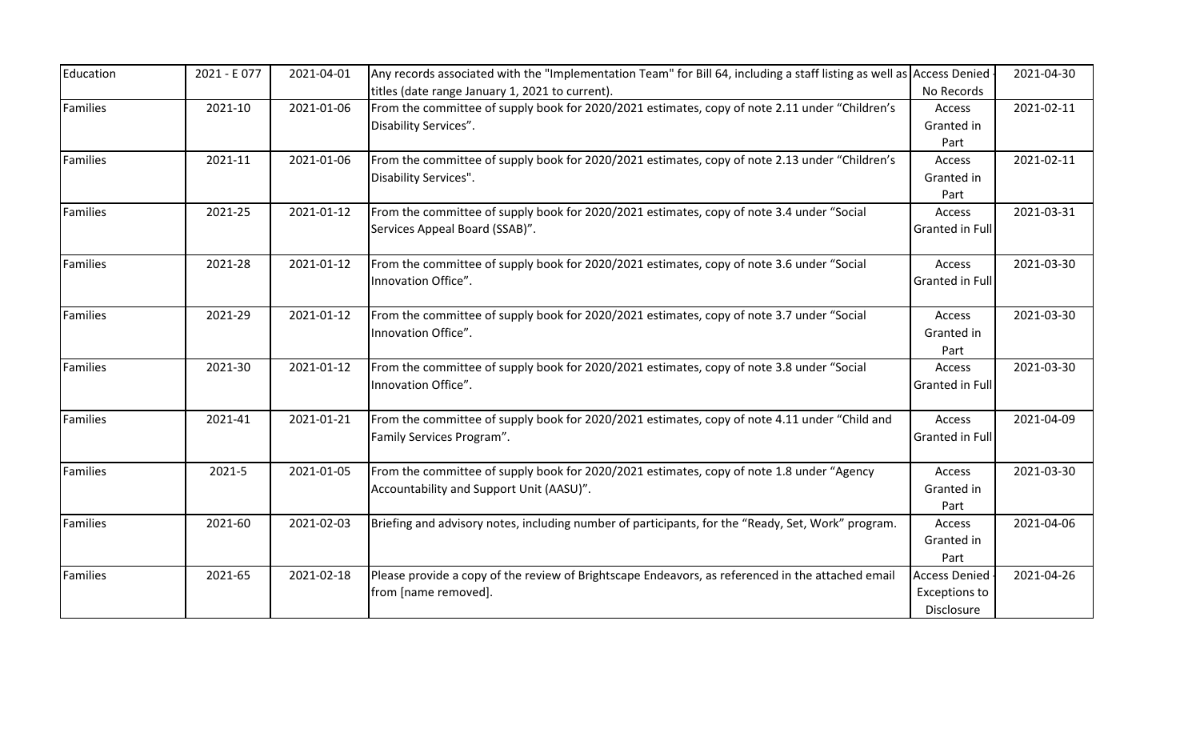| Education | 2021 - E 077 | 2021-04-01 | Any records associated with the "Implementation Team" for Bill 64, including a staff listing as well as titles (date range January 1, 2021 to current). | Access Denied - No Records | 2021-04-30 |
|---|---|---|---|---|---|
| Families | 2021-10 | 2021-01-06 | From the committee of supply book for 2020/2021 estimates, copy of note 2.11 under "Children's Disability Services". | Access Granted in Part | 2021-02-11 |
| Families | 2021-11 | 2021-01-06 | From the committee of supply book for 2020/2021 estimates, copy of note 2.13 under "Children's Disability Services". | Access Granted in Part | 2021-02-11 |
| Families | 2021-25 | 2021-01-12 | From the committee of supply book for 2020/2021 estimates, copy of note 3.4 under "Social Services Appeal Board (SSAB)". | Access Granted in Full | 2021-03-31 |
| Families | 2021-28 | 2021-01-12 | From the committee of supply book for 2020/2021 estimates, copy of note 3.6 under "Social Innovation Office". | Access Granted in Full | 2021-03-30 |
| Families | 2021-29 | 2021-01-12 | From the committee of supply book for 2020/2021 estimates, copy of note 3.7 under "Social Innovation Office". | Access Granted in Part | 2021-03-30 |
| Families | 2021-30 | 2021-01-12 | From the committee of supply book for 2020/2021 estimates, copy of note 3.8 under "Social Innovation Office". | Access Granted in Full | 2021-03-30 |
| Families | 2021-41 | 2021-01-21 | From the committee of supply book for 2020/2021 estimates, copy of note 4.11 under "Child and Family Services Program". | Access Granted in Full | 2021-04-09 |
| Families | 2021-5 | 2021-01-05 | From the committee of supply book for 2020/2021 estimates, copy of note 1.8 under "Agency Accountability and Support Unit (AASU)". | Access Granted in Part | 2021-03-30 |
| Families | 2021-60 | 2021-02-03 | Briefing and advisory notes, including number of participants, for the "Ready, Set, Work" program. | Access Granted in Part | 2021-04-06 |
| Families | 2021-65 | 2021-02-18 | Please provide a copy of the review of Brightscape Endeavors, as referenced in the attached email from [name removed]. | Access Denied - Exceptions to Disclosure | 2021-04-26 |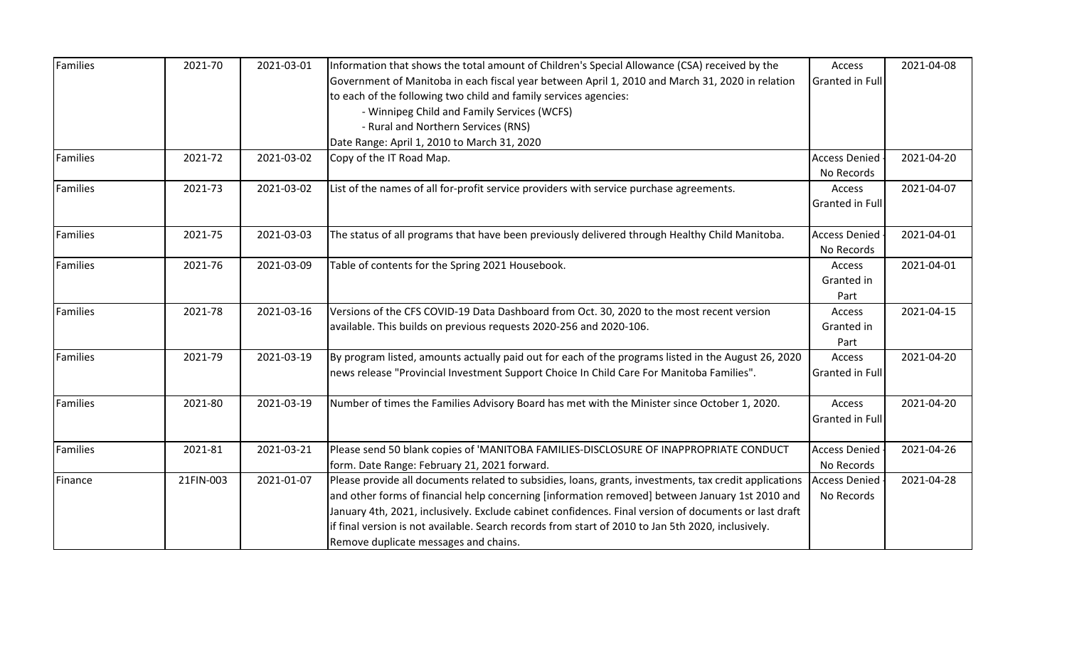| Families | 2021-70 | 2021-03-01 | Information that shows the total amount of Children's Special Allowance (CSA) received by the Government of Manitoba in each fiscal year between April 1, 2010 and March 31, 2020 in relation to each of the following two child and family services agencies:<br>- Winnipeg Child and Family Services (WCFS)<br>- Rural and Northern Services (RNS)<br>Date Range: April 1, 2010 to March 31, 2020 | Access Granted in Full | 2021-04-08 |
|---|---|---|---|---|---|
| Families | 2021-72 | 2021-03-02 | Copy of the IT Road Map. | Access Denied - No Records | 2021-04-20 |
| Families | 2021-73 | 2021-03-02 | List of the names of all for-profit service providers with service purchase agreements. | Access Granted in Full | 2021-04-07 |
| Families | 2021-75 | 2021-03-03 | The status of all programs that have been previously delivered through Healthy Child Manitoba. | Access Denied - No Records | 2021-04-01 |
| Families | 2021-76 | 2021-03-09 | Table of contents for the Spring 2021 Housebook. | Access Granted in Part | 2021-04-01 |
| Families | 2021-78 | 2021-03-16 | Versions of the CFS COVID-19 Data Dashboard from Oct. 30, 2020 to the most recent version available. This builds on previous requests 2020-256 and 2020-106. | Access Granted in Part | 2021-04-15 |
| Families | 2021-79 | 2021-03-19 | By program listed, amounts actually paid out for each of the programs listed in the August 26, 2020 news release "Provincial Investment Support Choice In Child Care For Manitoba Families". | Access Granted in Full | 2021-04-20 |
| Families | 2021-80 | 2021-03-19 | Number of times the Families Advisory Board has met with the Minister since October 1, 2020. | Access Granted in Full | 2021-04-20 |
| Families | 2021-81 | 2021-03-21 | Please send 50 blank copies of 'MANITOBA FAMILIES-DISCLOSURE OF INAPPROPRIATE CONDUCT form. Date Range: February 21, 2021 forward. | Access Denied - No Records | 2021-04-26 |
| Finance | 21FIN-003 | 2021-01-07 | Please provide all documents related to subsidies, loans, grants, investments, tax credit applications and other forms of financial help concerning [information removed] between January 1st 2010 and January 4th, 2021, inclusively. Exclude cabinet confidences. Final version of documents or last draft if final version is not available. Search records from start of 2010 to Jan 5th 2020, inclusively. Remove duplicate messages and chains. | Access Denied - No Records | 2021-04-28 |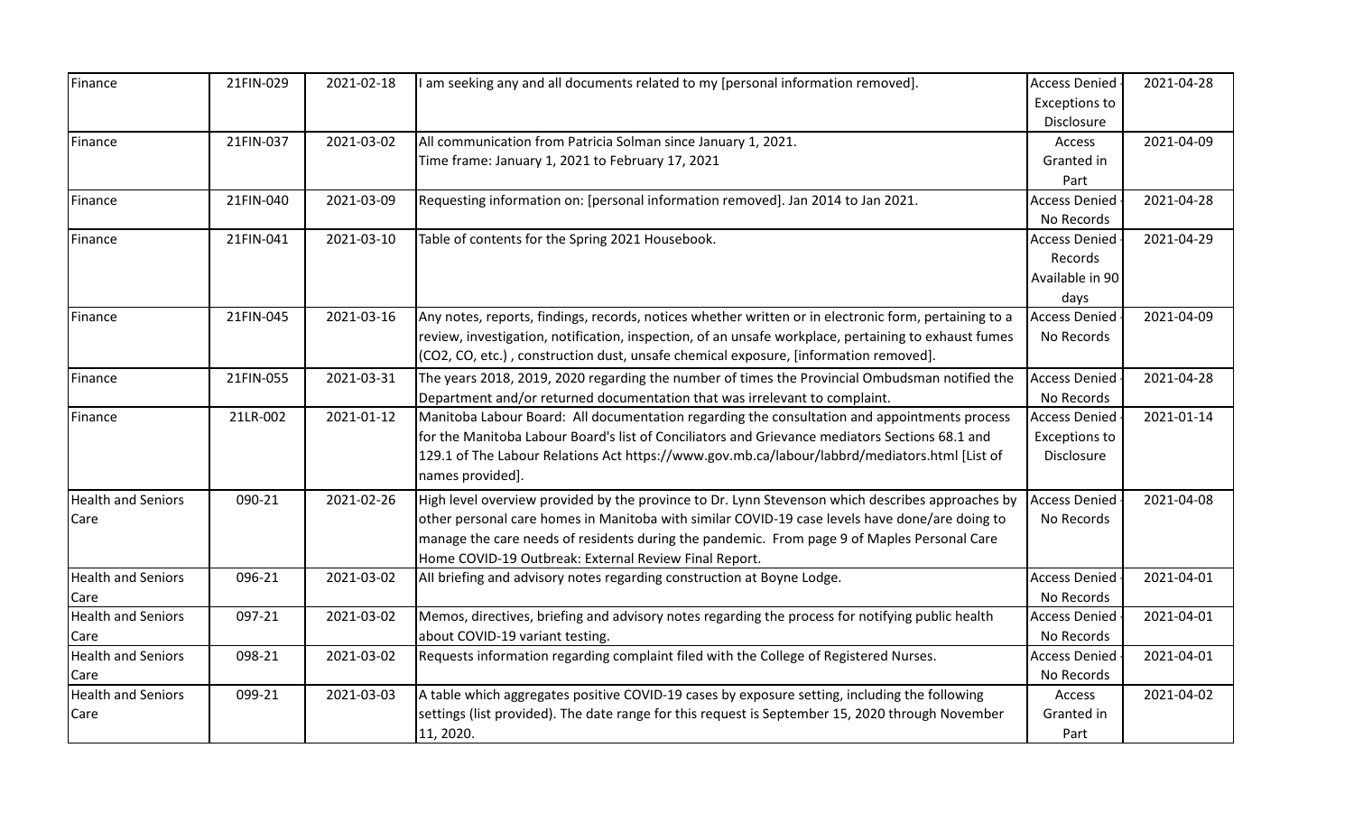| | | | | | |
|---|---|---|---|---|---|
| Finance | 21FIN-029 | 2021-02-18 | I am seeking any and all documents related to my [personal information removed]. | Access Denied - Exceptions to Disclosure | 2021-04-28 |
| Finance | 21FIN-037 | 2021-03-02 | All communication from Patricia Solman since January 1, 2021. Time frame: January 1, 2021 to February 17, 2021 | Access Granted in Part | 2021-04-09 |
| Finance | 21FIN-040 | 2021-03-09 | Requesting information on: [personal information removed]. Jan 2014 to Jan 2021. | Access Denied - No Records | 2021-04-28 |
| Finance | 21FIN-041 | 2021-03-10 | Table of contents for the Spring 2021 Housebook. | Access Denied - Records Available in 90 days | 2021-04-29 |
| Finance | 21FIN-045 | 2021-03-16 | Any notes, reports, findings, records, notices whether written or in electronic form, pertaining to a review, investigation, notification, inspection, of an unsafe workplace, pertaining to exhaust fumes ($CO_2$, CO, etc.) , construction dust, unsafe chemical exposure, [information removed]. | Access Denied - No Records | 2021-04-09 |
| Finance | 21FIN-055 | 2021-03-31 | The years 2018, 2019, 2020 regarding the number of times the Provincial Ombudsman notified the Department and/or returned documentation that was irrelevant to complaint. | Access Denied - No Records | 2021-04-28 |
| Finance | 21LR-002 | 2021-01-12 | Manitoba Labour Board: All documentation regarding the consultation and appointments process for the Manitoba Labour Board's list of Conciliators and Grievance mediators Sections 68.1 and 129.1 of The Labour Relations Act https://www.gov.mb.ca/labour/labbrd/mediators.html [List of names provided]. | Access Denied - Exceptions to Disclosure | 2021-01-14 |
| Health and Seniors Care | 090-21 | 2021-02-26 | High level overview provided by the province to Dr. Lynn Stevenson which describes approaches by other personal care homes in Manitoba with similar COVID-19 case levels have done/are doing to manage the care needs of residents during the pandemic. From page 9 of Maples Personal Care Home COVID-19 Outbreak: External Review Final Report. | Access Denied - No Records | 2021-04-08 |
| Health and Seniors Care | 096-21 | 2021-03-02 | All briefing and advisory notes regarding construction at Boyne Lodge. | Access Denied - No Records | 2021-04-01 |
| Health and Seniors Care | 097-21 | 2021-03-02 | Memos, directives, briefing and advisory notes regarding the process for notifying public health about COVID-19 variant testing. | Access Denied - No Records | 2021-04-01 |
| Health and Seniors Care | 098-21 | 2021-03-02 | Requests information regarding complaint filed with the College of Registered Nurses. | Access Denied - No Records | 2021-04-01 |
| Health and Seniors Care | 099-21 | 2021-03-03 | A table which aggregates positive COVID-19 cases by exposure setting, including the following settings (list provided). The date range for this request is September 15, 2020 through November 11, 2020. | Access Granted in Part | 2021-04-02 |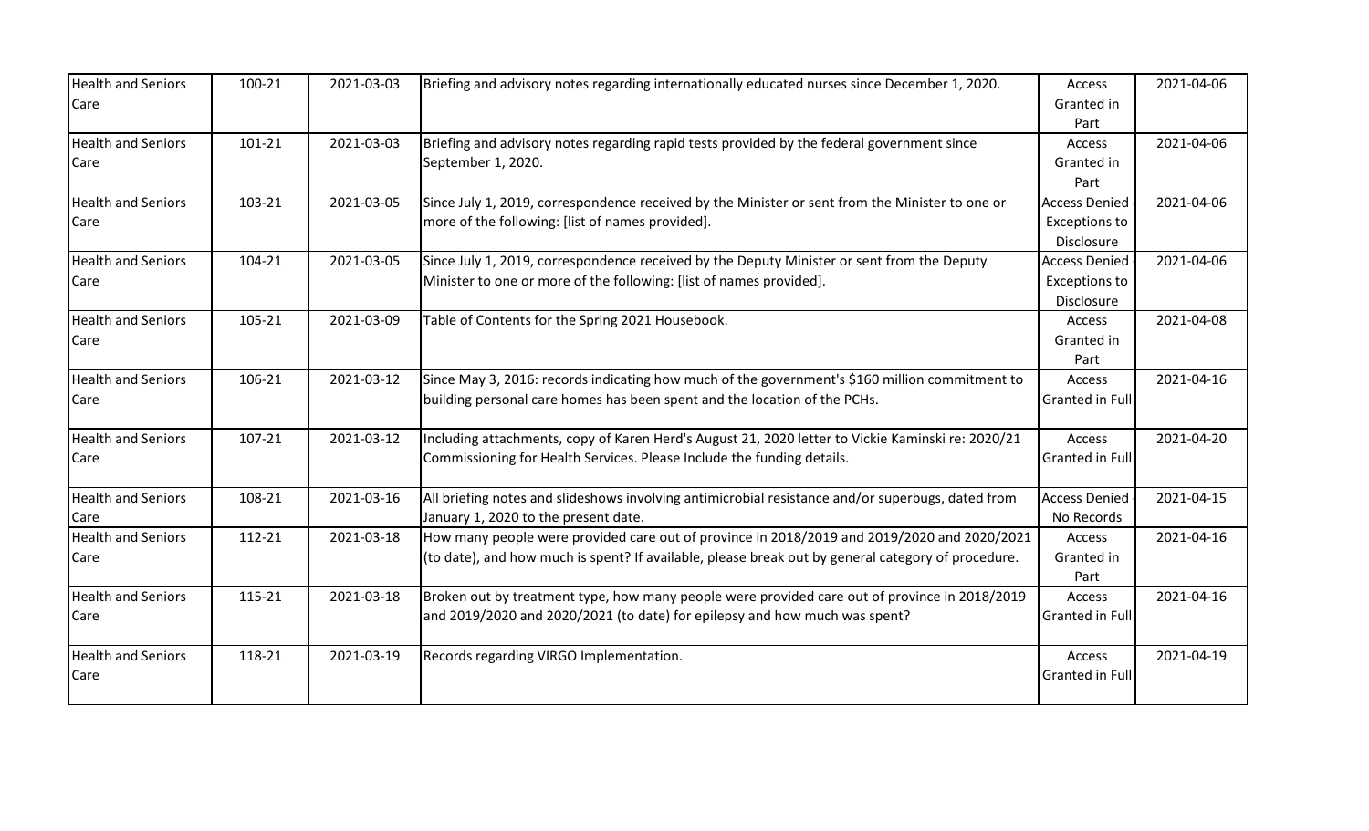| Health and Seniors Care | 100-21 | 2021-03-03 | Briefing and advisory notes regarding internationally educated nurses since December 1, 2020. | Access Granted in Part | 2021-04-06 |
|---|---|---|---|---|---|
| Health and Seniors Care | 101-21 | 2021-03-03 | Briefing and advisory notes regarding rapid tests provided by the federal government since September 1, 2020. | Access Granted in Part | 2021-04-06 |
| Health and Seniors Care | 103-21 | 2021-03-05 | Since July 1, 2019, correspondence received by the Minister or sent from the Minister to one or more of the following: [list of names provided]. | Access Denied - Exceptions to Disclosure | 2021-04-06 |
| Health and Seniors Care | 104-21 | 2021-03-05 | Since July 1, 2019, correspondence received by the Deputy Minister or sent from the Deputy Minister to one or more of the following: [list of names provided]. | Access Denied - Exceptions to Disclosure | 2021-04-06 |
| Health and Seniors Care | 105-21 | 2021-03-09 | Table of Contents for the Spring 2021 Housebook. | Access Granted in Part | 2021-04-08 |
| Health and Seniors Care | 106-21 | 2021-03-12 | Since May 3, 2016: records indicating how much of the government's $160 million commitment to building personal care homes has been spent and the location of the PCHs. | Access Granted in Full | 2021-04-16 |
| Health and Seniors Care | 107-21 | 2021-03-12 | Including attachments, copy of Karen Herd's August 21, 2020 letter to Vickie Kaminski re: 2020/21 Commissioning for Health Services. Please Include the funding details. | Access Granted in Full | 2021-04-20 |
| Health and Seniors Care | 108-21 | 2021-03-16 | All briefing notes and slideshows involving antimicrobial resistance and/or superbugs, dated from January 1, 2020 to the present date. | Access Denied - No Records | 2021-04-15 |
| Health and Seniors Care | 112-21 | 2021-03-18 | How many people were provided care out of province in 2018/2019 and 2019/2020 and 2020/2021 (to date), and how much is spent? If available, please break out by general category of procedure. | Access Granted in Part | 2021-04-16 |
| Health and Seniors Care | 115-21 | 2021-03-18 | Broken out by treatment type, how many people were provided care out of province in 2018/2019 and 2019/2020 and 2020/2021 (to date) for epilepsy and how much was spent? | Access Granted in Full | 2021-04-16 |
| Health and Seniors Care | 118-21 | 2021-03-19 | Records regarding VIRGO Implementation. | Access Granted in Full | 2021-04-19 |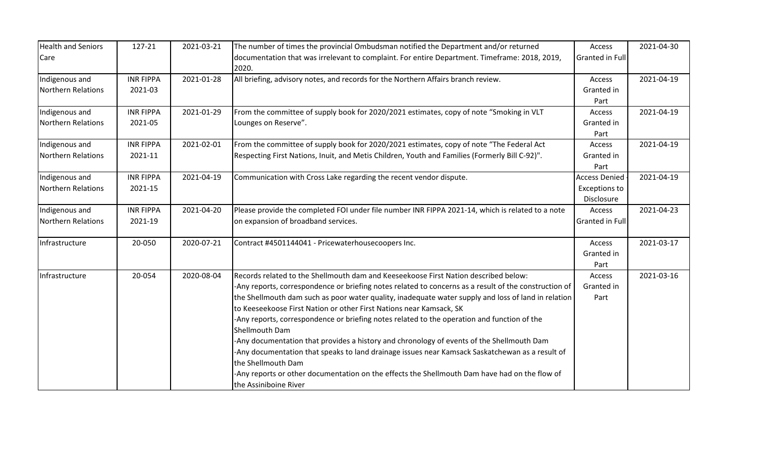| | | | | | |
|---|---|---|---|---|---|
| Health and Seniors Care | 127-21 | 2021-03-21 | The number of times the provincial Ombudsman notified the Department and/or returned documentation that was irrelevant to complaint. For entire Department. Timeframe: 2018, 2019, 2020. | Access Granted in Full | 2021-04-30 |
| Indigenous and Northern Relations | INR FIPPA 2021-03 | 2021-01-28 | All briefing, advisory notes, and records for the Northern Affairs branch review. | Access Granted in Part | 2021-04-19 |
| Indigenous and Northern Relations | INR FIPPA 2021-05 | 2021-01-29 | From the committee of supply book for 2020/2021 estimates, copy of note "Smoking in VLT Lounges on Reserve". | Access Granted in Part | 2021-04-19 |
| Indigenous and Northern Relations | INR FIPPA 2021-11 | 2021-02-01 | From the committee of supply book for 2020/2021 estimates, copy of note "The Federal Act Respecting First Nations, Inuit, and Metis Children, Youth and Families (Formerly Bill C-92)". | Access Granted in Part | 2021-04-19 |
| Indigenous and Northern Relations | INR FIPPA 2021-15 | 2021-04-19 | Communication with Cross Lake regarding the recent vendor dispute. | Access Denied - Exceptions to Disclosure | 2021-04-19 |
| Indigenous and Northern Relations | INR FIPPA 2021-19 | 2021-04-20 | Please provide the completed FOI under file number INR FIPPA 2021-14, which is related to a note on expansion of broadband services. | Access Granted in Full | 2021-04-23 |
| Infrastructure | 20-050 | 2020-07-21 | Contract #4501144041 - Pricewaterhousecoopers Inc. | Access Granted in Part | 2021-03-17 |
| Infrastructure | 20-054 | 2020-08-04 | Records related to the Shellmouth dam and Keeseekoose First Nation described below:<br>-Any reports, correspondence or briefing notes related to concerns as a result of the construction of the Shellmouth dam such as poor water quality, inadequate water supply and loss of land in relation to Keeseekoose First Nation or other First Nations near Kamsack, SK<br>-Any reports, correspondence or briefing notes related to the operation and function of the Shellmouth Dam<br>-Any documentation that provides a history and chronology of events of the Shellmouth Dam<br>-Any documentation that speaks to land drainage issues near Kamsack Saskatchewan as a result of the Shellmouth Dam<br>-Any reports or other documentation on the effects the Shellmouth Dam have had on the flow of the Assiniboine River | Access Granted in Part | 2021-03-16 |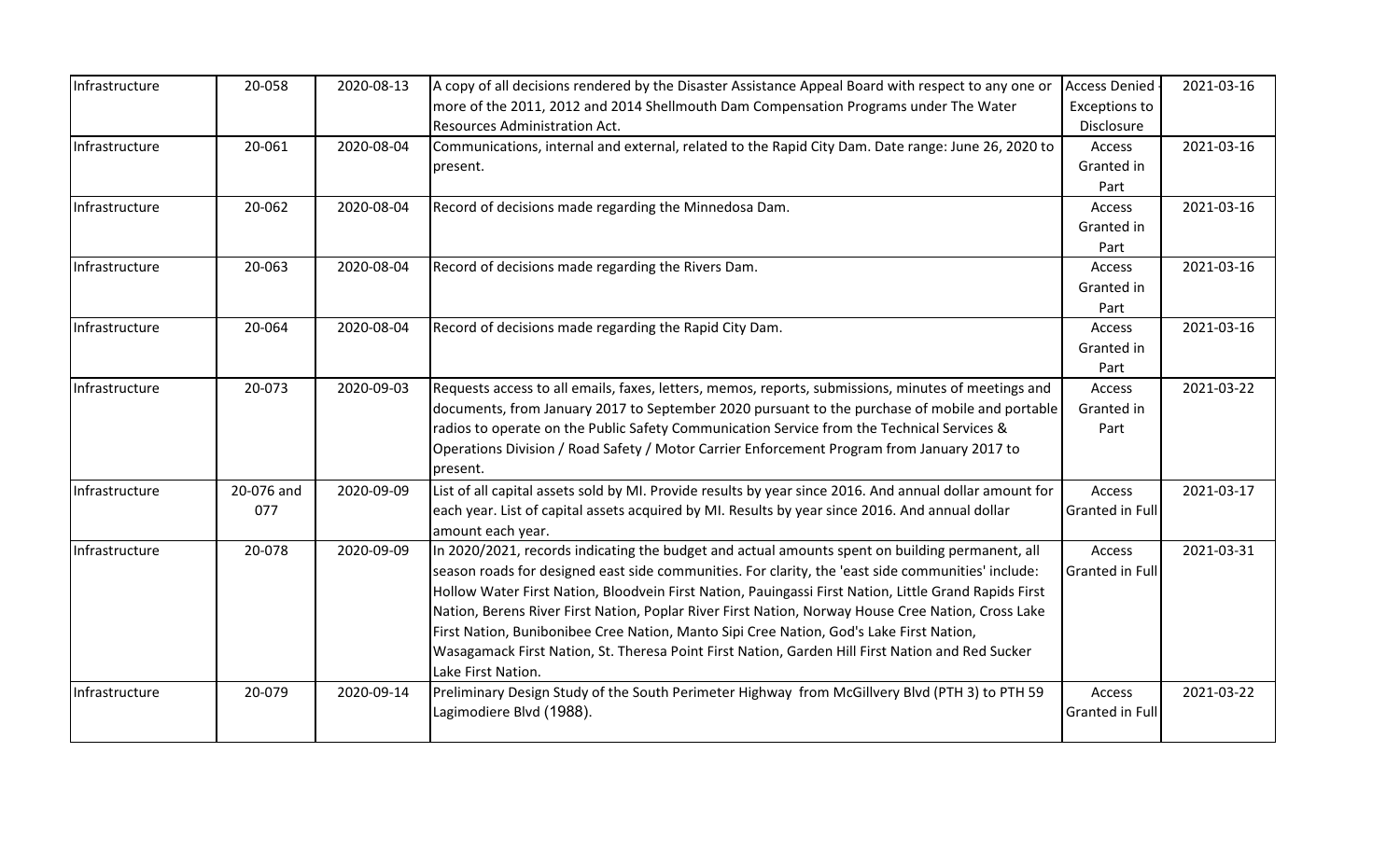| Infrastructure | 20-058 | 2020-08-13 | A copy of all decisions rendered by the Disaster Assistance Appeal Board with respect to any one or more of the 2011, 2012 and 2014 Shellmouth Dam Compensation Programs under The Water Resources Administration Act. | Access Denied - Exceptions to Disclosure | 2021-03-16 |
|---|---|---|---|---|---|
| Infrastructure | 20-061 | 2020-08-04 | Communications, internal and external, related to the Rapid City Dam. Date range: June 26, 2020 to present. | Access Granted in Part | 2021-03-16 |
| Infrastructure | 20-062 | 2020-08-04 | Record of decisions made regarding the Minnedosa Dam. | Access Granted in Part | 2021-03-16 |
| Infrastructure | 20-063 | 2020-08-04 | Record of decisions made regarding the Rivers Dam. | Access Granted in Part | 2021-03-16 |
| Infrastructure | 20-064 | 2020-08-04 | Record of decisions made regarding the Rapid City Dam. | Access Granted in Part | 2021-03-16 |
| Infrastructure | 20-073 | 2020-09-03 | Requests access to all emails, faxes, letters, memos, reports, submissions, minutes of meetings and documents, from January 2017 to September 2020 pursuant to the purchase of mobile and portable radios to operate on the Public Safety Communication Service from the Technical Services & Operations Division / Road Safety / Motor Carrier Enforcement Program from January 2017 to present. | Access Granted in Part | 2021-03-22 |
| Infrastructure | 20-076 and 077 | 2020-09-09 | List of all capital assets sold by MI. Provide results by year since 2016. And annual dollar amount for each year. List of capital assets acquired by MI. Results by year since 2016. And annual dollar amount each year. | Access Granted in Full | 2021-03-17 |
| Infrastructure | 20-078 | 2020-09-09 | In 2020/2021, records indicating the budget and actual amounts spent on building permanent, all season roads for designed east side communities. For clarity, the 'east side communities' include: Hollow Water First Nation, Bloodvein First Nation, Pauingassi First Nation, Little Grand Rapids First Nation, Berens River First Nation, Poplar River First Nation, Norway House Cree Nation, Cross Lake First Nation, Bunibonibee Cree Nation, Manto Sipi Cree Nation, God's Lake First Nation, Wasagamack First Nation, St. Theresa Point First Nation, Garden Hill First Nation and Red Sucker Lake First Nation. | Access Granted in Full | 2021-03-31 |
| Infrastructure | 20-079 | 2020-09-14 | Preliminary Design Study of the South Perimeter Highway from McGillvery Blvd (PTH 3) to PTH 59 Lagimodiere Blvd (1988). | Access Granted in Full | 2021-03-22 |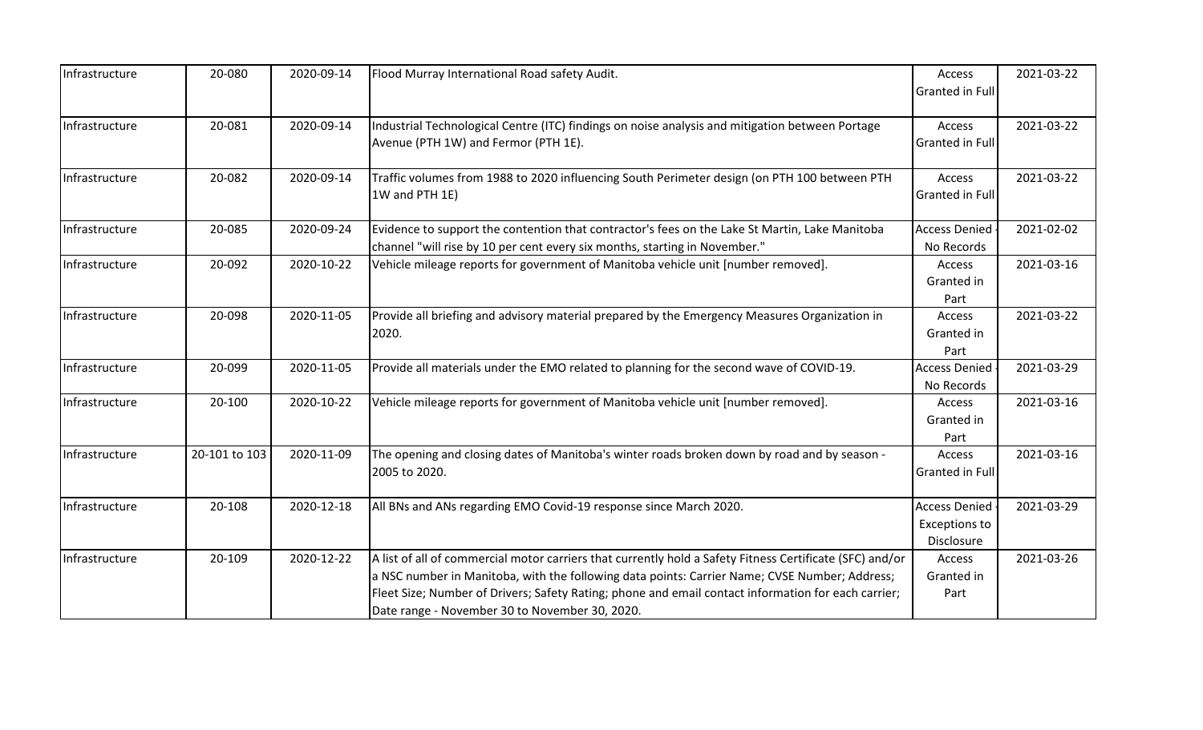| | | | | | |
|---|---|---|---|---|---|
| Infrastructure | 20-080 | 2020-09-14 | Flood Murray International Road safety Audit. | Access Granted in Full | 2021-03-22 |
| Infrastructure | 20-081 | 2020-09-14 | Industrial Technological Centre (ITC) findings on noise analysis and mitigation between Portage Avenue (PTH 1W) and Fermor (PTH 1E). | Access Granted in Full | 2021-03-22 |
| Infrastructure | 20-082 | 2020-09-14 | Traffic volumes from 1988 to 2020 influencing South Perimeter design (on PTH 100 between PTH 1W and PTH 1E) | Access Granted in Full | 2021-03-22 |
| Infrastructure | 20-085 | 2020-09-24 | Evidence to support the contention that contractor's fees on the Lake St Martin, Lake Manitoba channel "will rise by 10 per cent every six months, starting in November." | Access Denied - No Records | 2021-02-02 |
| Infrastructure | 20-092 | 2020-10-22 | Vehicle mileage reports for government of Manitoba vehicle unit [number removed]. | Access Granted in Part | 2021-03-16 |
| Infrastructure | 20-098 | 2020-11-05 | Provide all briefing and advisory material prepared by the Emergency Measures Organization in 2020. | Access Granted in Part | 2021-03-22 |
| Infrastructure | 20-099 | 2020-11-05 | Provide all materials under the EMO related to planning for the second wave of COVID-19. | Access Denied - No Records | 2021-03-29 |
| Infrastructure | 20-100 | 2020-10-22 | Vehicle mileage reports for government of Manitoba vehicle unit [number removed]. | Access Granted in Part | 2021-03-16 |
| Infrastructure | 20-101 to 103 | 2020-11-09 | The opening and closing dates of Manitoba's winter roads broken down by road and by season - 2005 to 2020. | Access Granted in Full | 2021-03-16 |
| Infrastructure | 20-108 | 2020-12-18 | All BNs and ANs regarding EMO Covid-19 response since March 2020. | Access Denied - Exceptions to Disclosure | 2021-03-29 |
| Infrastructure | 20-109 | 2020-12-22 | A list of all of commercial motor carriers that currently hold a Safety Fitness Certificate (SFC) and/or a NSC number in Manitoba, with the following data points: Carrier Name; CVSE Number; Address; Fleet Size; Number of Drivers; Safety Rating; phone and email contact information for each carrier; Date range - November 30 to November 30, 2020. | Access Granted in Part | 2021-03-26 |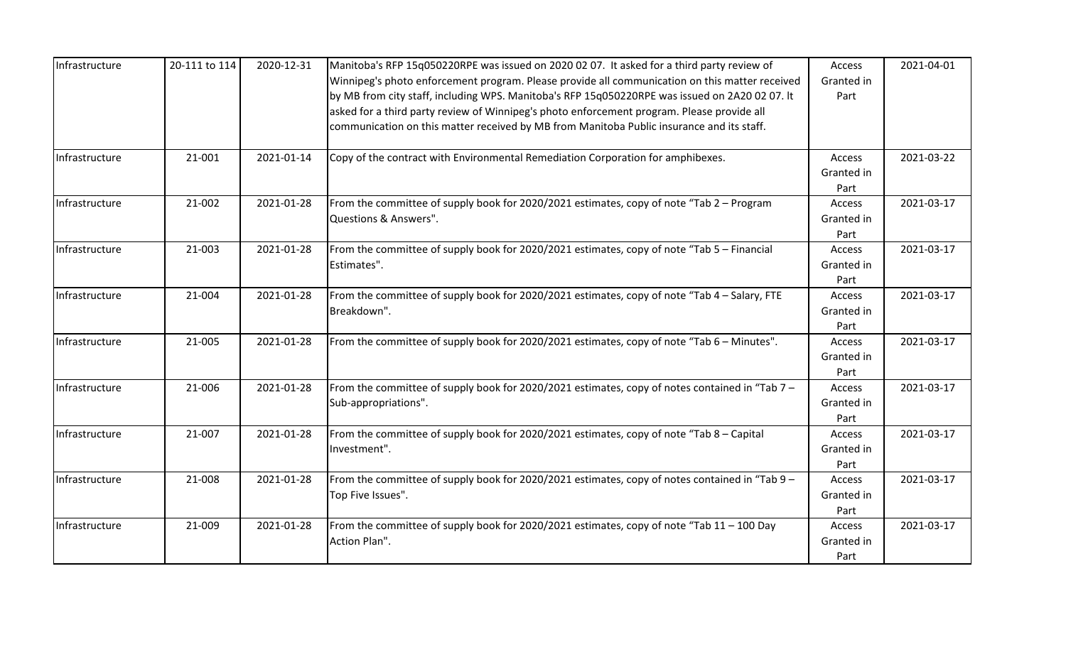| Infrastructure | 20-111 to 114 | 2020-12-31 | Manitoba's RFP 15q050220RPE was issued on 2020 02 07. It asked for a third party review of Winnipeg's photo enforcement program. Please provide all communication on this matter received by MB from city staff, including WPS. Manitoba's RFP 15q050220RPE was issued on 2A20 02 07. lt asked for a third party review of Winnipeg's photo enforcement program. Please provide all communication on this matter received by MB from Manitoba Public insurance and its staff. | Access Granted in Part | 2021-04-01 |
|---|---|---|---|---|---|
| Infrastructure | 21-001 | 2021-01-14 | Copy of the contract with Environmental Remediation Corporation for amphibexes. | Access Granted in Part | 2021-03-22 |
| Infrastructure | 21-002 | 2021-01-28 | From the committee of supply book for 2020/2021 estimates, copy of note "Tab 2 – Program Questions & Answers". | Access Granted in Part | 2021-03-17 |
| Infrastructure | 21-003 | 2021-01-28 | From the committee of supply book for 2020/2021 estimates, copy of note "Tab 5 – Financial Estimates". | Access Granted in Part | 2021-03-17 |
| Infrastructure | 21-004 | 2021-01-28 | From the committee of supply book for 2020/2021 estimates, copy of note "Tab 4 – Salary, FTE Breakdown". | Access Granted in Part | 2021-03-17 |
| Infrastructure | 21-005 | 2021-01-28 | From the committee of supply book for 2020/2021 estimates, copy of note "Tab 6 – Minutes". | Access Granted in Part | 2021-03-17 |
| Infrastructure | 21-006 | 2021-01-28 | From the committee of supply book for 2020/2021 estimates, copy of notes contained in "Tab 7 – Sub-appropriations". | Access Granted in Part | 2021-03-17 |
| Infrastructure | 21-007 | 2021-01-28 | From the committee of supply book for 2020/2021 estimates, copy of note "Tab 8 – Capital Investment". | Access Granted in Part | 2021-03-17 |
| Infrastructure | 21-008 | 2021-01-28 | From the committee of supply book for 2020/2021 estimates, copy of notes contained in "Tab 9 – Top Five Issues". | Access Granted in Part | 2021-03-17 |
| Infrastructure | 21-009 | 2021-01-28 | From the committee of supply book for 2020/2021 estimates, copy of note "Tab 11 – 100 Day Action Plan". | Access Granted in Part | 2021-03-17 |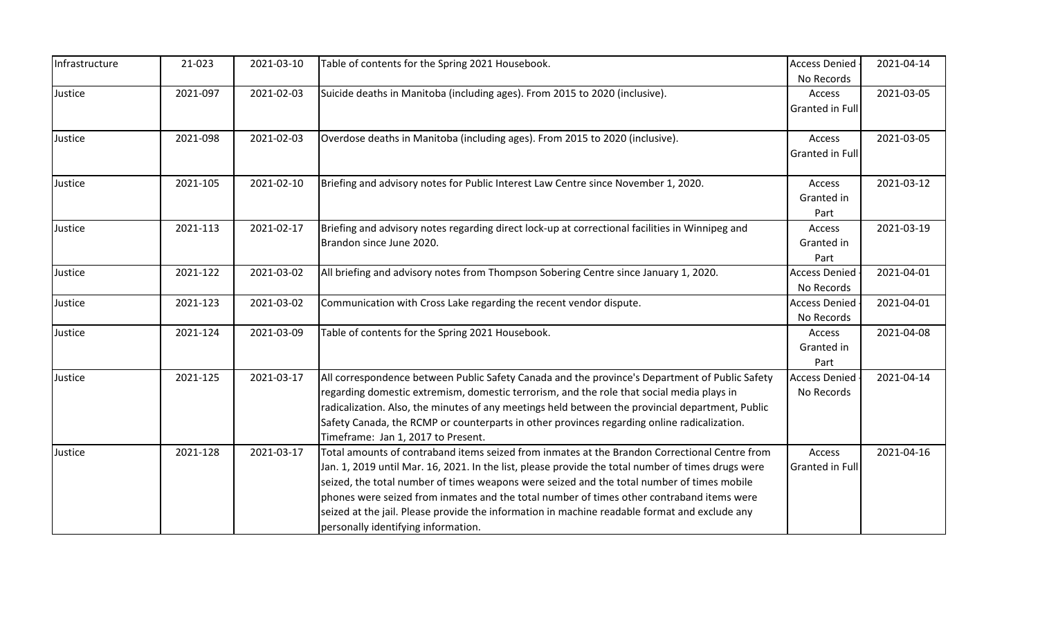| Infrastructure | 21-023 | 2021-03-10 | Table of contents for the Spring 2021 Housebook. | Access Denied - No Records | 2021-04-14 |
|---|---|---|---|---|---|
| Justice | 2021-097 | 2021-02-03 | Suicide deaths in Manitoba (including ages). From 2015 to 2020 (inclusive). | Access Granted in Full | 2021-03-05 |
| Justice | 2021-098 | 2021-02-03 | Overdose deaths in Manitoba (including ages). From 2015 to 2020 (inclusive). | Access Granted in Full | 2021-03-05 |
| Justice | 2021-105 | 2021-02-10 | Briefing and advisory notes for Public Interest Law Centre since November 1, 2020. | Access Granted in Part | 2021-03-12 |
| Justice | 2021-113 | 2021-02-17 | Briefing and advisory notes regarding direct lock-up at correctional facilities in Winnipeg and Brandon since June 2020. | Access Granted in Part | 2021-03-19 |
| Justice | 2021-122 | 2021-03-02 | All briefing and advisory notes from Thompson Sobering Centre since January 1, 2020. | Access Denied - No Records | 2021-04-01 |
| Justice | 2021-123 | 2021-03-02 | Communication with Cross Lake regarding the recent vendor dispute. | Access Denied - No Records | 2021-04-01 |
| Justice | 2021-124 | 2021-03-09 | Table of contents for the Spring 2021 Housebook. | Access Granted in Part | 2021-04-08 |
| Justice | 2021-125 | 2021-03-17 | All correspondence between Public Safety Canada and the province's Department of Public Safety regarding domestic extremism, domestic terrorism, and the role that social media plays in radicalization. Also, the minutes of any meetings held between the provincial department, Public Safety Canada, the RCMP or counterparts in other provinces regarding online radicalization. Timeframe: Jan 1, 2017 to Present. | Access Denied - No Records | 2021-04-14 |
| Justice | 2021-128 | 2021-03-17 | Total amounts of contraband items seized from inmates at the Brandon Correctional Centre from Jan. 1, 2019 until Mar. 16, 2021. In the list, please provide the total number of times drugs were seized, the total number of times weapons were seized and the total number of times mobile phones were seized from inmates and the total number of times other contraband items were seized at the jail. Please provide the information in machine readable format and exclude any personally identifying information. | Access Granted in Full | 2021-04-16 |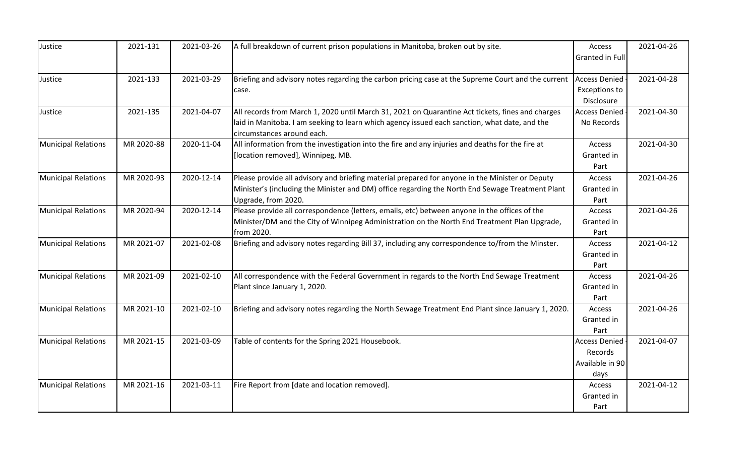| Justice | 2021-131 | 2021-03-26 | A full breakdown of current prison populations in Manitoba, broken out by site. | Access Granted in Full | 2021-04-26 |
|---|---|---|---|---|---|
| Justice | 2021-133 | 2021-03-29 | Briefing and advisory notes regarding the carbon pricing case at the Supreme Court and the current case. | Access Denied - Exceptions to Disclosure | 2021-04-28 |
| Justice | 2021-135 | 2021-04-07 | All records from March 1, 2020 until March 31, 2021 on Quarantine Act tickets, fines and charges laid in Manitoba. I am seeking to learn which agency issued each sanction, what date, and the circumstances around each. | Access Denied - No Records | 2021-04-30 |
| Municipal Relations | MR 2020-88 | 2020-11-04 | All information from the investigation into the fire and any injuries and deaths for the fire at [location removed], Winnipeg, MB. | Access Granted in Part | 2021-04-30 |
| Municipal Relations | MR 2020-93 | 2020-12-14 | Please provide all advisory and briefing material prepared for anyone in the Minister or Deputy Minister's (including the Minister and DM) office regarding the North End Sewage Treatment Plant Upgrade, from 2020. | Access Granted in Part | 2021-04-26 |
| Municipal Relations | MR 2020-94 | 2020-12-14 | Please provide all correspondence (letters, emails, etc) between anyone in the offices of the Minister/DM and the City of Winnipeg Administration on the North End Treatment Plan Upgrade, from 2020. | Access Granted in Part | 2021-04-26 |
| Municipal Relations | MR 2021-07 | 2021-02-08 | Briefing and advisory notes regarding Bill 37, including any correspondence to/from the Minster. | Access Granted in Part | 2021-04-12 |
| Municipal Relations | MR 2021-09 | 2021-02-10 | All correspondence with the Federal Government in regards to the North End Sewage Treatment Plant since January 1, 2020. | Access Granted in Part | 2021-04-26 |
| Municipal Relations | MR 2021-10 | 2021-02-10 | Briefing and advisory notes regarding the North Sewage Treatment End Plant since January 1, 2020. | Access Granted in Part | 2021-04-26 |
| Municipal Relations | MR 2021-15 | 2021-03-09 | Table of contents for the Spring 2021 Housebook. | Access Denied - Records Available in 90 days | 2021-04-07 |
| Municipal Relations | MR 2021-16 | 2021-03-11 | Fire Report from [date and location removed]. | Access Granted in Part | 2021-04-12 |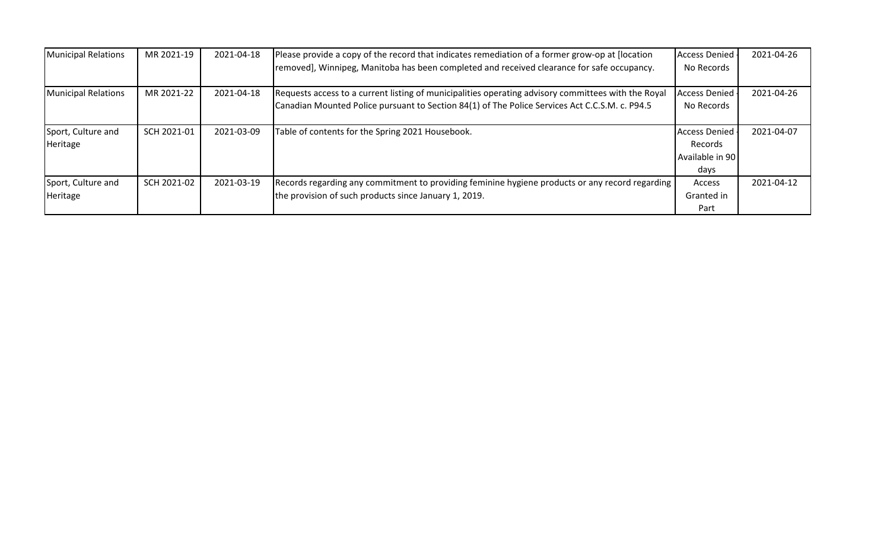| | | | | | |
|---|---|---|---|---|---|
| Municipal Relations | MR 2021-19 | 2021-04-18 | Please provide a copy of the record that indicates remediation of a former grow-op at [location removed], Winnipeg, Manitoba has been completed and received clearance for safe occupancy. | Access Denied - No Records | 2021-04-26 |
| Municipal Relations | MR 2021-22 | 2021-04-18 | Requests access to a current listing of municipalities operating advisory committees with the Royal Canadian Mounted Police pursuant to Section 84(1) of The Police Services Act C.C.S.M. c. P94.5 | Access Denied - No Records | 2021-04-26 |
| Sport, Culture and Heritage | SCH 2021-01 | 2021-03-09 | Table of contents for the Spring 2021 Housebook. | Access Denied - Records Available in 90 days | 2021-04-07 |
| Sport, Culture and Heritage | SCH 2021-02 | 2021-03-19 | Records regarding any commitment to providing feminine hygiene products or any record regarding the provision of such products since January 1, 2019. | Access Granted in Part | 2021-04-12 |